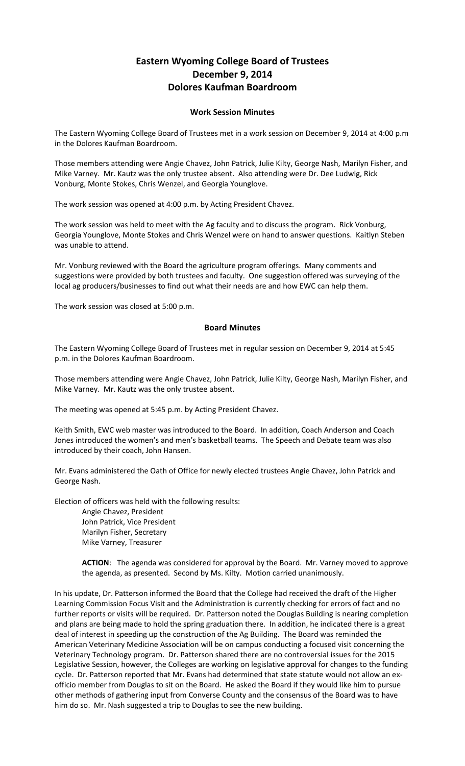# Eastern Wyoming College Board of Trustees
# December 9, 2014
# Dolores Kaufman Boardroom

## Work Session Minutes

The Eastern Wyoming College Board of Trustees met in a work session on December 9, 2014 at 4:00 p.m in the Dolores Kaufman Boardroom.

Those members attending were Angie Chavez, John Patrick, Julie Kilty, George Nash, Marilyn Fisher, and Mike Varney. Mr. Kautz was the only trustee absent. Also attending were Dr. Dee Ludwig, Rick Vonburg, Monte Stokes, Chris Wenzel, and Georgia Younglove.

The work session was opened at 4:00 p.m. by Acting President Chavez.

The work session was held to meet with the Ag faculty and to discuss the program. Rick Vonburg, Georgia Younglove, Monte Stokes and Chris Wenzel were on hand to answer questions. Kaitlyn Steben was unable to attend.

Mr. Vonburg reviewed with the Board the agriculture program offerings. Many comments and suggestions were provided by both trustees and faculty. One suggestion offered was surveying of the local ag producers/businesses to find out what their needs are and how EWC can help them.

The work session was closed at 5:00 p.m.

## Board Minutes

The Eastern Wyoming College Board of Trustees met in regular session on December 9, 2014 at 5:45 p.m. in the Dolores Kaufman Boardroom.

Those members attending were Angie Chavez, John Patrick, Julie Kilty, George Nash, Marilyn Fisher, and Mike Varney. Mr. Kautz was the only trustee absent.

The meeting was opened at 5:45 p.m. by Acting President Chavez.

Keith Smith, EWC web master was introduced to the Board. In addition, Coach Anderson and Coach Jones introduced the women's and men's basketball teams. The Speech and Debate team was also introduced by their coach, John Hansen.

Mr. Evans administered the Oath of Office for newly elected trustees Angie Chavez, John Patrick and George Nash.

Election of officers was held with the following results:

Angie Chavez, President
John Patrick, Vice President
Marilyn Fisher, Secretary
Mike Varney, Treasurer

**ACTION**: The agenda was considered for approval by the Board. Mr. Varney moved to approve the agenda, as presented. Second by Ms. Kilty. Motion carried unanimously.

In his update, Dr. Patterson informed the Board that the College had received the draft of the Higher Learning Commission Focus Visit and the Administration is currently checking for errors of fact and no further reports or visits will be required. Dr. Patterson noted the Douglas Building is nearing completion and plans are being made to hold the spring graduation there. In addition, he indicated there is a great deal of interest in speeding up the construction of the Ag Building. The Board was reminded the American Veterinary Medicine Association will be on campus conducting a focused visit concerning the Veterinary Technology program. Dr. Patterson shared there are no controversial issues for the 2015 Legislative Session, however, the Colleges are working on legislative approval for changes to the funding cycle. Dr. Patterson reported that Mr. Evans had determined that state statute would not allow an ex-officio member from Douglas to sit on the Board. He asked the Board if they would like him to pursue other methods of gathering input from Converse County and the consensus of the Board was to have him do so. Mr. Nash suggested a trip to Douglas to see the new building.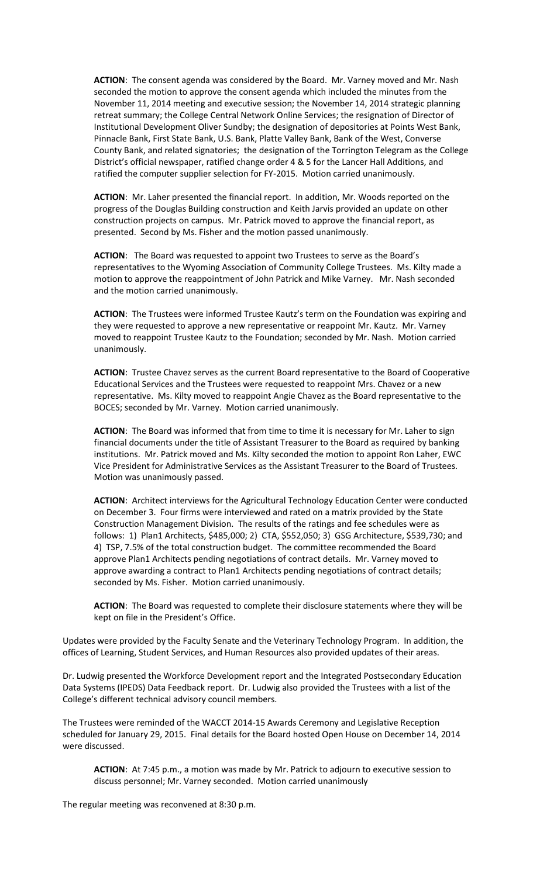**ACTION**: The consent agenda was considered by the Board. Mr. Varney moved and Mr. Nash seconded the motion to approve the consent agenda which included the minutes from the November 11, 2014 meeting and executive session; the November 14, 2014 strategic planning retreat summary; the College Central Network Online Services; the resignation of Director of Institutional Development Oliver Sundby; the designation of depositories at Points West Bank, Pinnacle Bank, First State Bank, U.S. Bank, Platte Valley Bank, Bank of the West, Converse County Bank, and related signatories; the designation of the Torrington Telegram as the College District's official newspaper, ratified change order 4 & 5 for the Lancer Hall Additions, and ratified the computer supplier selection for FY-2015. Motion carried unanimously.

**ACTION**: Mr. Laher presented the financial report. In addition, Mr. Woods reported on the progress of the Douglas Building construction and Keith Jarvis provided an update on other construction projects on campus. Mr. Patrick moved to approve the financial report, as presented. Second by Ms. Fisher and the motion passed unanimously.

**ACTION**: The Board was requested to appoint two Trustees to serve as the Board's representatives to the Wyoming Association of Community College Trustees. Ms. Kilty made a motion to approve the reappointment of John Patrick and Mike Varney. Mr. Nash seconded and the motion carried unanimously.

**ACTION**: The Trustees were informed Trustee Kautz's term on the Foundation was expiring and they were requested to approve a new representative or reappoint Mr. Kautz. Mr. Varney moved to reappoint Trustee Kautz to the Foundation; seconded by Mr. Nash. Motion carried unanimously.

**ACTION**: Trustee Chavez serves as the current Board representative to the Board of Cooperative Educational Services and the Trustees were requested to reappoint Mrs. Chavez or a new representative. Ms. Kilty moved to reappoint Angie Chavez as the Board representative to the BOCES; seconded by Mr. Varney. Motion carried unanimously.

**ACTION**: The Board was informed that from time to time it is necessary for Mr. Laher to sign financial documents under the title of Assistant Treasurer to the Board as required by banking institutions. Mr. Patrick moved and Ms. Kilty seconded the motion to appoint Ron Laher, EWC Vice President for Administrative Services as the Assistant Treasurer to the Board of Trustees. Motion was unanimously passed.

**ACTION**: Architect interviews for the Agricultural Technology Education Center were conducted on December 3. Four firms were interviewed and rated on a matrix provided by the State Construction Management Division. The results of the ratings and fee schedules were as follows: 1) Plan1 Architects, $485,000; 2) CTA, $552,050; 3) GSG Architecture, $539,730; and 4) TSP, 7.5% of the total construction budget. The committee recommended the Board approve Plan1 Architects pending negotiations of contract details. Mr. Varney moved to approve awarding a contract to Plan1 Architects pending negotiations of contract details; seconded by Ms. Fisher. Motion carried unanimously.

**ACTION**: The Board was requested to complete their disclosure statements where they will be kept on file in the President's Office.

Updates were provided by the Faculty Senate and the Veterinary Technology Program. In addition, the offices of Learning, Student Services, and Human Resources also provided updates of their areas.

Dr. Ludwig presented the Workforce Development report and the Integrated Postsecondary Education Data Systems (IPEDS) Data Feedback report. Dr. Ludwig also provided the Trustees with a list of the College's different technical advisory council members.

The Trustees were reminded of the WACCT 2014-15 Awards Ceremony and Legislative Reception scheduled for January 29, 2015. Final details for the Board hosted Open House on December 14, 2014 were discussed.

**ACTION**: At 7:45 p.m., a motion was made by Mr. Patrick to adjourn to executive session to discuss personnel; Mr. Varney seconded. Motion carried unanimously

The regular meeting was reconvened at 8:30 p.m.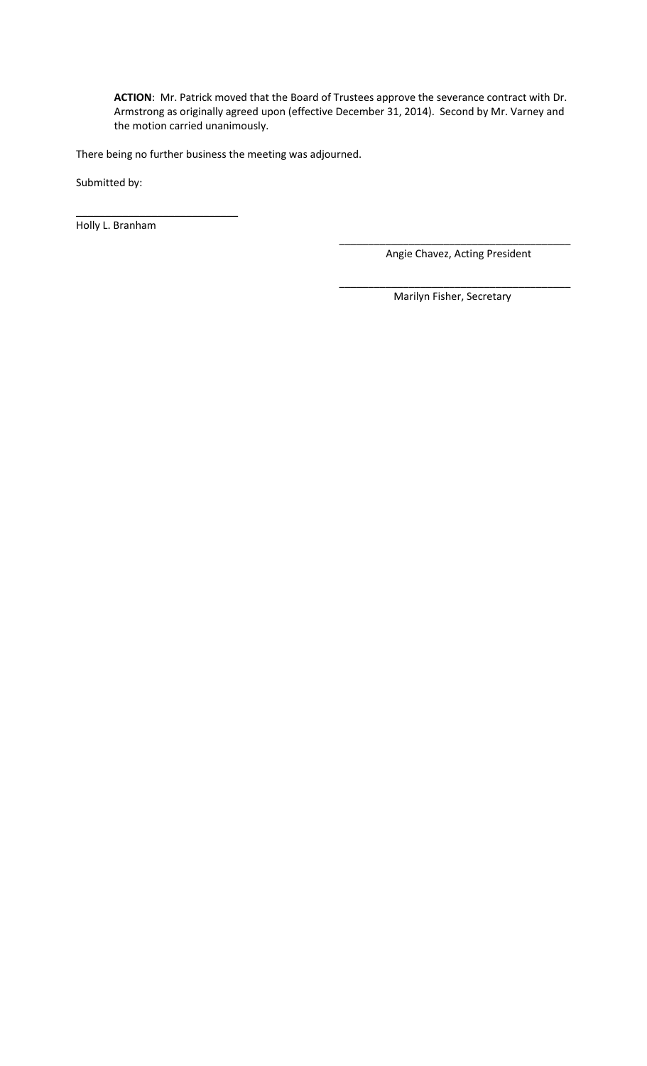**ACTION**: Mr. Patrick moved that the Board of Trustees approve the severance contract with Dr. Armstrong as originally agreed upon (effective December 31, 2014). Second by Mr. Varney and the motion carried unanimously.

There being no further business the meeting was adjourned.

Submitted by:

\_\_\_\_\_\_\_\_\_\_\_\_\_\_\_\_\_\_\_\_\_\_\_\_\_\_\_\_
Holly L. Branham

\_\_\_\_\_\_\_\_\_\_\_\_\_\_\_\_\_\_\_\_\_\_\_\_\_\_\_\_\_\_\_\_\_\_\_\_\_\_\_\_\_
Angie Chavez, Acting President

\_\_\_\_\_\_\_\_\_\_\_\_\_\_\_\_\_\_\_\_\_\_\_\_\_\_\_\_\_\_\_\_\_\_\_\_\_\_\_\_\_
Marilyn Fisher, Secretary